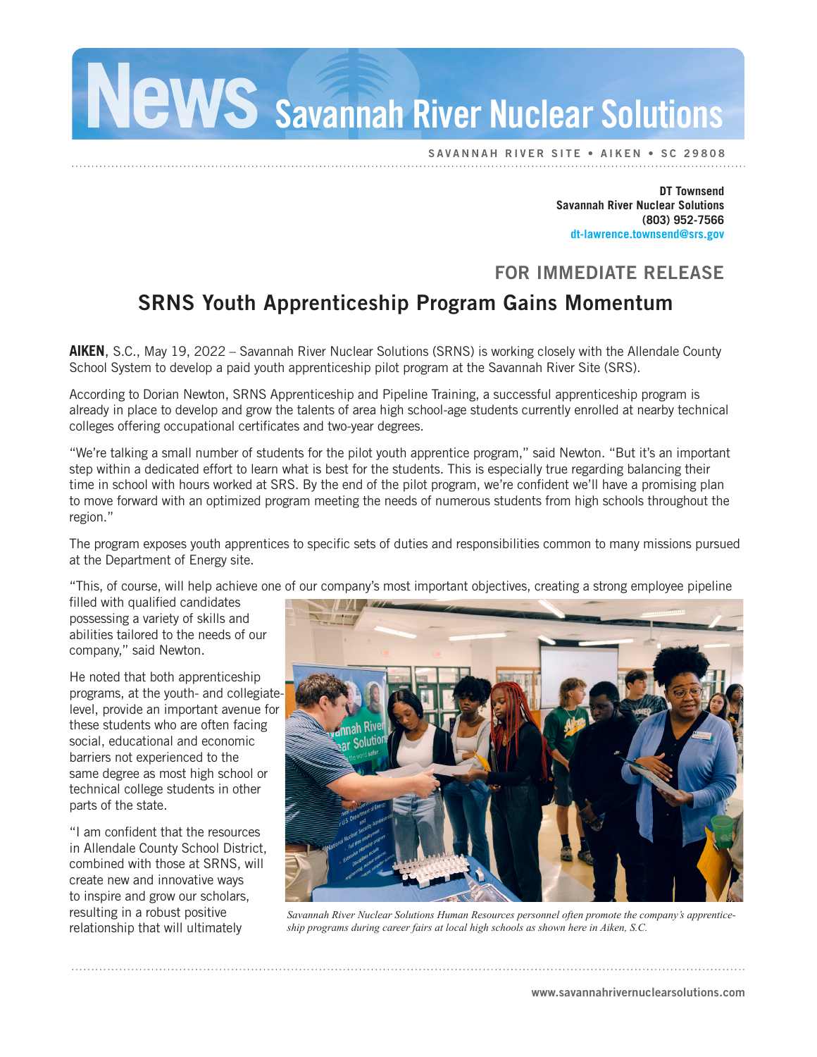# News Savannah River Nuclear Solutions

SAVANNAH RIVER SITE • AIKEN • SC 29808

**DT Townsend**
**Savannah River Nuclear Solutions**
**(803) 952-7566**
**dt-lawrence.townsend@srs.gov**

## FOR IMMEDIATE RELEASE

## SRNS Youth Apprenticeship Program Gains Momentum

**AIKEN**, S.C., May 19, 2022 – Savannah River Nuclear Solutions (SRNS) is working closely with the Allendale County School System to develop a paid youth apprenticeship pilot program at the Savannah River Site (SRS).

According to Dorian Newton, SRNS Apprenticeship and Pipeline Training, a successful apprenticeship program is already in place to develop and grow the talents of area high school-age students currently enrolled at nearby technical colleges offering occupational certificates and two-year degrees.

"We're talking a small number of students for the pilot youth apprentice program," said Newton. "But it's an important step within a dedicated effort to learn what is best for the students. This is especially true regarding balancing their time in school with hours worked at SRS. By the end of the pilot program, we're confident we'll have a promising plan to move forward with an optimized program meeting the needs of numerous students from high schools throughout the region."

The program exposes youth apprentices to specific sets of duties and responsibilities common to many missions pursued at the Department of Energy site.

"This, of course, will help achieve one of our company's most important objectives, creating a strong employee pipeline filled with qualified candidates possessing a variety of skills and abilities tailored to the needs of our company," said Newton.

He noted that both apprenticeship programs, at the youth- and collegiate-level, provide an important avenue for these students who are often facing social, educational and economic barriers not experienced to the same degree as most high school or technical college students in other parts of the state.

"I am confident that the resources in Allendale County School District, combined with those at SRNS, will create new and innovative ways to inspire and grow our scholars, resulting in a robust positive relationship that will ultimately

*Savannah River Nuclear Solutions Human Resources personnel often promote the company's apprenticeship programs during career fairs at local high schools as shown here in Aiken, S.C.*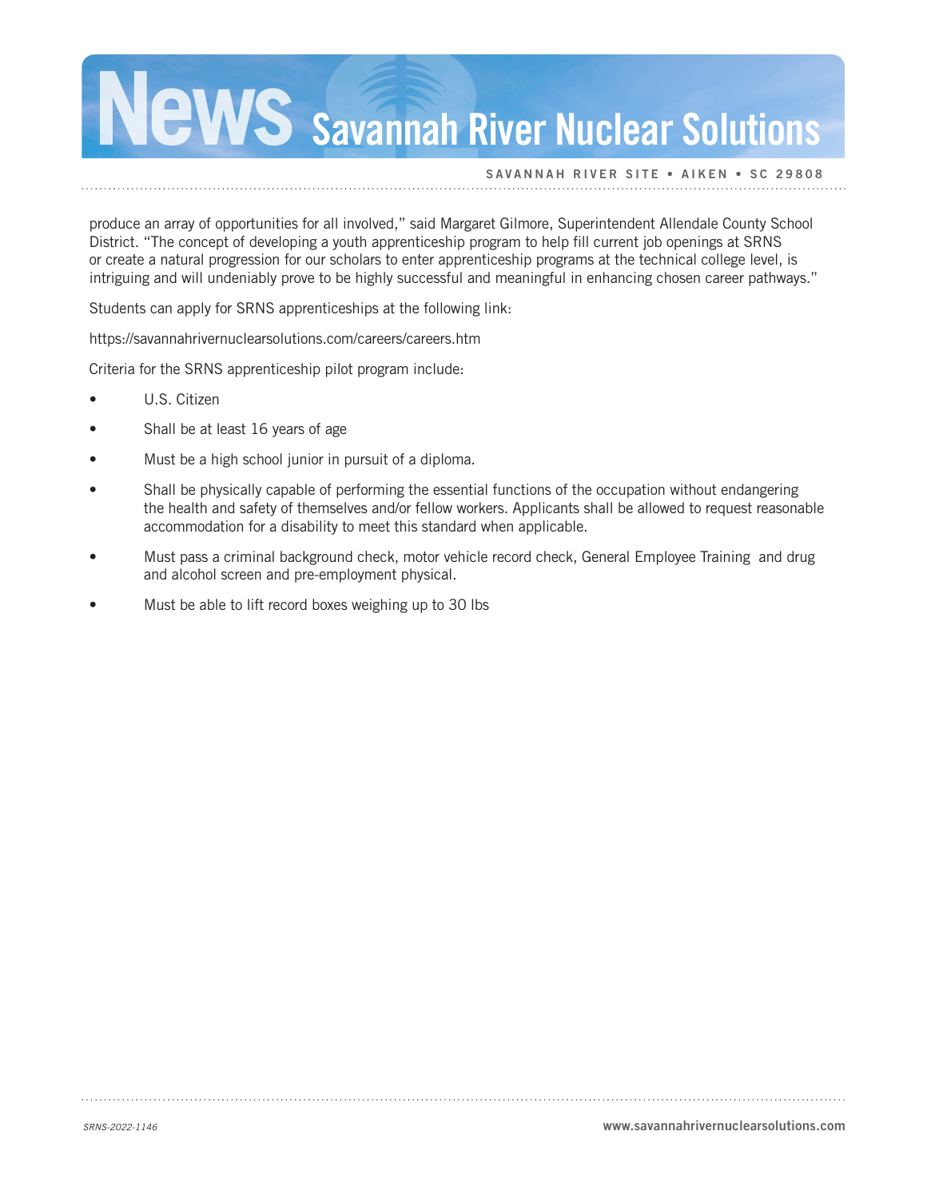produce an array of opportunities for all involved," said Margaret Gilmore, Superintendent Allendale County School District. "The concept of developing a youth apprenticeship program to help fill current job openings at SRNS or create a natural progression for our scholars to enter apprenticeship programs at the technical college level, is intriguing and will undeniably prove to be highly successful and meaningful in enhancing chosen career pathways."

Students can apply for SRNS apprenticeships at the following link:

https://savannahrivernuclearsolutions.com/careers/careers.htm

Criteria for the SRNS apprenticeship pilot program include:

- U.S. Citizen
- Shall be at least 16 years of age
- Must be a high school junior in pursuit of a diploma.
- Shall be physically capable of performing the essential functions of the occupation without endangering the health and safety of themselves and/or fellow workers. Applicants shall be allowed to request reasonable accommodation for a disability to meet this standard when applicable.
- Must pass a criminal background check, motor vehicle record check, General Employee Training and drug and alcohol screen and pre-employment physical.
- Must be able to lift record boxes weighing up to 30 lbs

SRNS-2022-1146